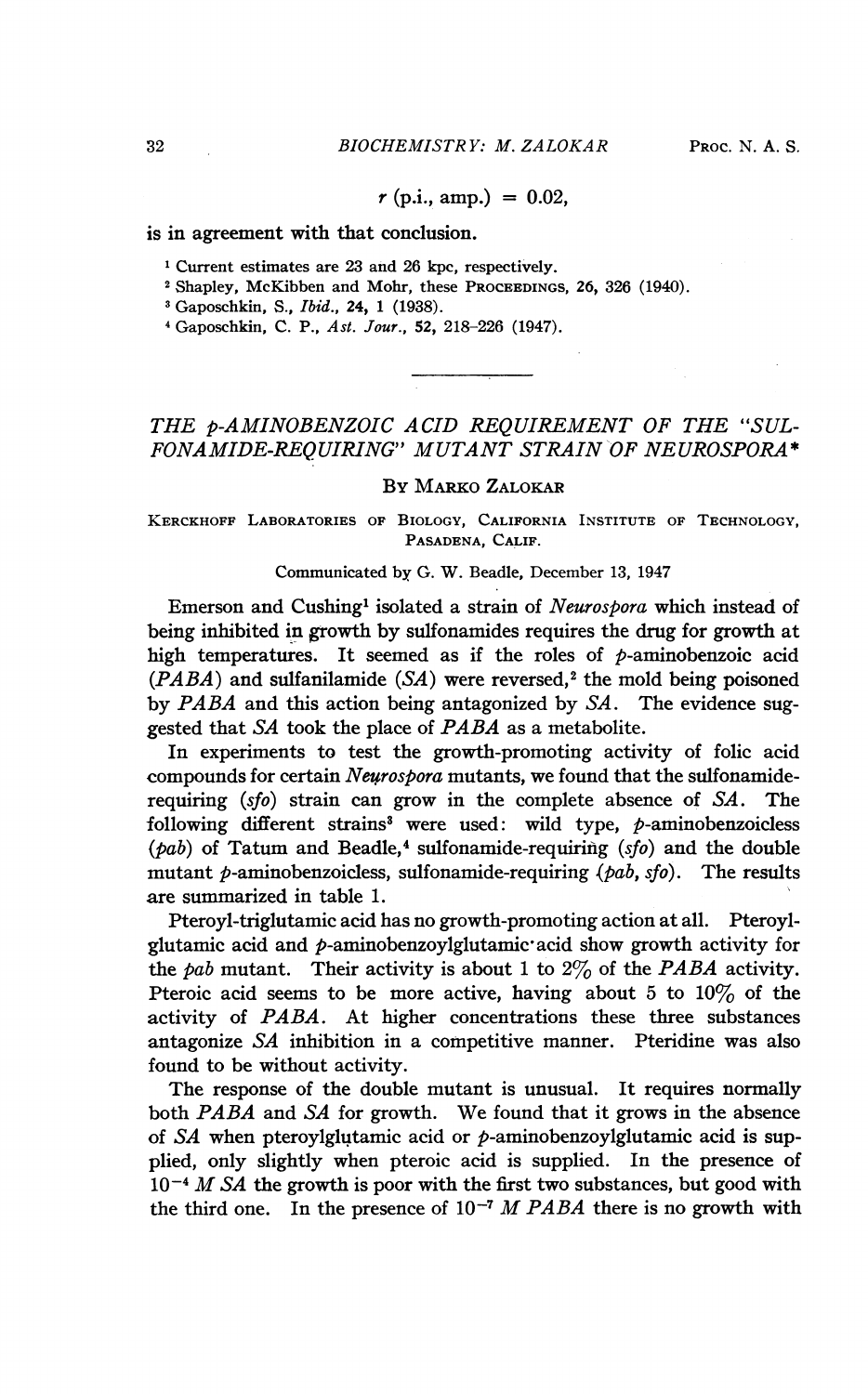$r$ (p.i., amp.) = 0.02,

is in agreement with that conclusion.

[1] Current estimates are 23 and 26 kpc, respectively.

[2] Shapley, McKibben and Mohr, these PROCEEDINGS, 26, 326 (1940).

[3] Gaposchkin, S., *Ibid.*, 24, 1 (1938).

[4] Gaposchkin, C. P., *Ast. Jour.*, 52, 218–226 (1947).

---

# THE *p*-AMINOBENZOIC ACID REQUIREMENT OF THE "SULFONAMIDE-REQUIRING" MUTANT STRAIN OF NEUROSPORA*

By Marko Zalokar

Kerckhoff Laboratories of Biology, California Institute of Technology, Pasadena, Calif.

Communicated by G. W. Beadle, December 13, 1947

Emerson and Cushing[1] isolated a strain of *Neurospora* which instead of being inhibited in growth by sulfonamides requires the drug for growth at high temperatures. It seemed as if the roles of *p*-aminobenzoic acid (*PABA*) and sulfanilamide (*SA*) were reversed,[2] the mold being poisoned by *PABA* and this action being antagonized by *SA*. The evidence suggested that *SA* took the place of *PABA* as a metabolite.

In experiments to test the growth-promoting activity of folic acid compounds for certain *Neurospora* mutants, we found that the sulfonamide-requiring (*sfo*) strain can grow in the complete absence of *SA*. The following different strains[3] were used: wild type, *p*-aminobenzoicless (*pab*) of Tatum and Beadle,[4] sulfonamide-requiring (*sfo*) and the double mutant *p*-aminobenzoicless, sulfonamide-requiring (*pab*, *sfo*). The results are summarized in table 1.

Pteroyl-triglutamic acid has no growth-promoting action at all. Pteroylglutamic acid and *p*-aminobenzoylglutamic acid show growth activity for the *pab* mutant. Their activity is about 1 to 2% of the *PABA* activity. Pteroic acid seems to be more active, having about 5 to 10% of the activity of *PABA*. At higher concentrations these three substances antagonize *SA* inhibition in a competitive manner. Pteridine was also found to be without activity.

The response of the double mutant is unusual. It requires normally both *PABA* and *SA* for growth. We found that it grows in the absence of *SA* when pteroylglutamic acid or *p*-aminobenzoylglutamic acid is supplied, only slightly when pteroic acid is supplied. In the presence of $10^{-4}$ *M SA* the growth is poor with the first two substances, but good with the third one. In the presence of $10^{-7}$ *M PABA* there is no growth with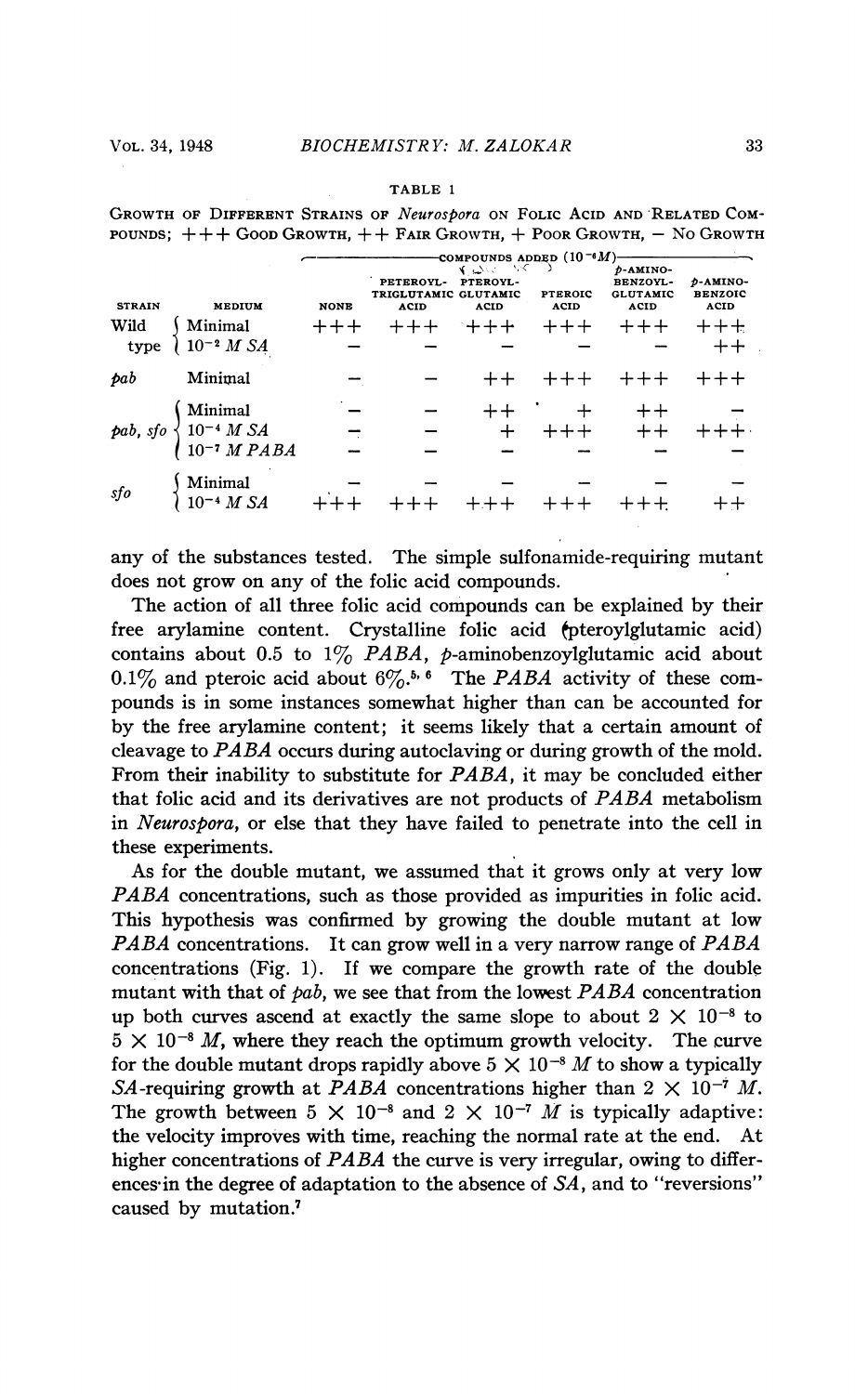TABLE 1

GROWTH OF DIFFERENT STRAINS OF *Neurospora* ON FOLIC ACID AND RELATED COMPOUNDS; +++ GOOD GROWTH, ++ FAIR GROWTH, + POOR GROWTH, − NO GROWTH

| | | COMPOUNDS ADDED ($10^{-6}M$) | | | | | |
|---|---|---|---|---|---|---|---|
| STRAIN | MEDIUM | NONE | PTEROYL-TRIGLUTAMIC ACID | PTEROYL-GLUTAMIC ACID | PTEROIC ACID | *p*-AMINO-BENZOYL-GLUTAMIC ACID | *p*-AMINO-BENZOIC ACID |
| Wild type | Minimal | +++ | +++ | +++ | +++ | +++ | +++ |
| | $10^{-2}$ *M SA* | − | − | − | − | − | ++ |
| *pab* | Minimal | − | − | ++ | +++ | +++ | +++ |
| *pab, sfo* | Minimal | − | − | ++ | + | ++ | − |
| | $10^{-4}$ *M SA* | − | − | + | +++ | ++ | +++ |
| | $10^{-7}$ *M PABA* | − | − | − | − | − | − |
| *sfo* | Minimal | − | − | − | − | − | − |
| | $10^{-4}$ *M SA* | +++ | +++ | +++ | +++ | +++ | ++ |

any of the substances tested. The simple sulfonamide-requiring mutant does not grow on any of the folic acid compounds.

The action of all three folic acid compounds can be explained by their free arylamine content. Crystalline folic acid (pteroylglutamic acid) contains about 0.5 to 1% *PABA*, *p*-aminobenzoylglutamic acid about 0.1% and pteroic acid about 6%.[5,6] The *PABA* activity of these compounds is in some instances somewhat higher than can be accounted for by the free arylamine content; it seems likely that a certain amount of cleavage to *PABA* occurs during autoclaving or during growth of the mold. From their inability to substitute for *PABA*, it may be concluded either that folic acid and its derivatives are not products of *PABA* metabolism in *Neurospora*, or else that they have failed to penetrate into the cell in these experiments.

As for the double mutant, we assumed that it grows only at very low *PABA* concentrations, such as those provided as impurities in folic acid. This hypothesis was confirmed by growing the double mutant at low *PABA* concentrations. It can grow well in a very narrow range of *PABA* concentrations (Fig. 1). If we compare the growth rate of the double mutant with that of *pab*, we see that from the lowest *PABA* concentration up both curves ascend at exactly the same slope to about $2 \times 10^{-8}$ to $5 \times 10^{-8}$ *M*, where they reach the optimum growth velocity. The curve for the double mutant drops rapidly above $5 \times 10^{-8}$ *M* to show a typically *SA*-requiring growth at *PABA* concentrations higher than $2 \times 10^{-7}$ *M*. The growth between $5 \times 10^{-8}$ and $2 \times 10^{-7}$ *M* is typically adaptive: the velocity improves with time, reaching the normal rate at the end. At higher concentrations of *PABA* the curve is very irregular, owing to differences in the degree of adaptation to the absence of *SA*, and to "reversions" caused by mutation.[7]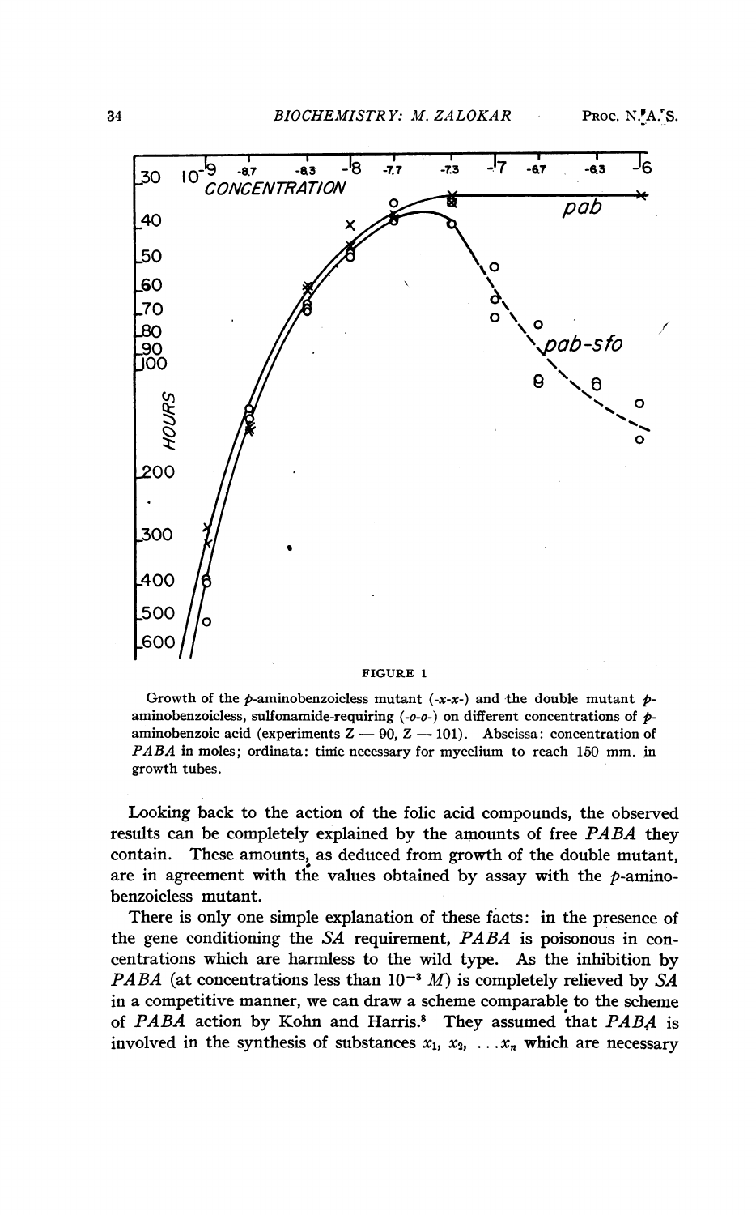FIGURE 1

Growth of the *p*-aminobenzoicless mutant (-*x*-*x*-) and the double mutant *p*-aminobenzoicless, sulfonamide-requiring (-*o*-*o*-) on different concentrations of *p*-aminobenzoic acid (experiments Z — 90, Z — 101). Abscissa: concentration of *PABA* in moles; ordinata: time necessary for mycelium to reach 150 mm. in growth tubes.

Looking back to the action of the folic acid compounds, the observed results can be completely explained by the amounts of free *PABA* they contain. These amounts, as deduced from growth of the double mutant, are in agreement with the values obtained by assay with the *p*-aminobenzoicless mutant.

There is only one simple explanation of these facts: in the presence of the gene conditioning the *SA* requirement, *PABA* is poisonous in concentrations which are harmless to the wild type. As the inhibition by *PABA* (at concentrations less than $10^{-3}$ *M*) is completely relieved by *SA* in a competitive manner, we can draw a scheme comparable to the scheme of *PABA* action by Kohn and Harris.[8] They assumed that *PABA* is involved in the synthesis of substances $x_1$, $x_2$, $\ldots x_n$ which are necessary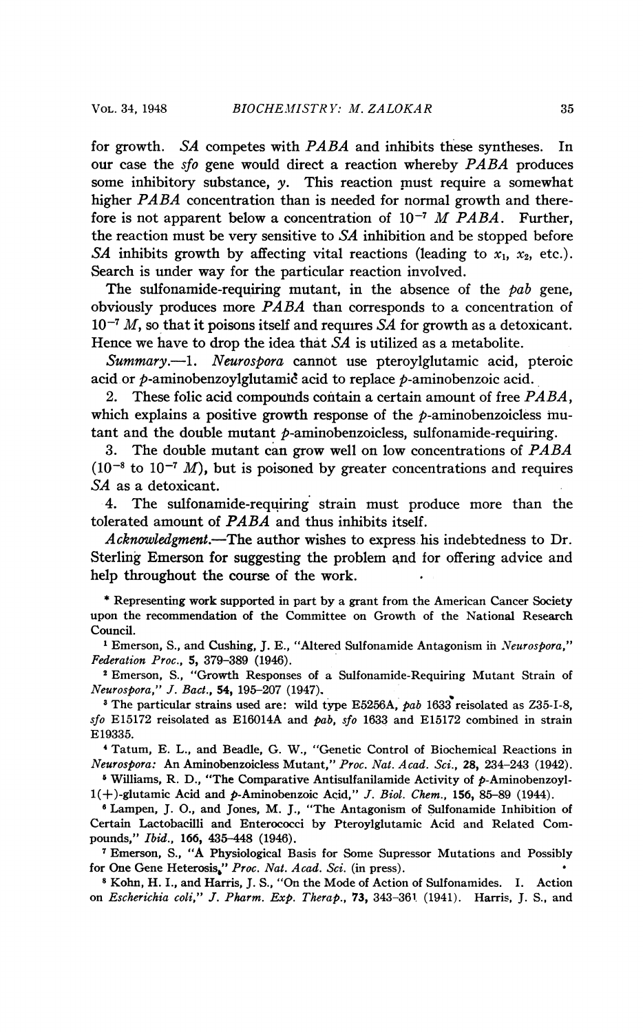for growth. *SA* competes with *PABA* and inhibits these syntheses. In our case the *sfo* gene would direct a reaction whereby *PABA* produces some inhibitory substance, *y*. This reaction must require a somewhat higher *PABA* concentration than is needed for normal growth and therefore is not apparent below a concentration of $10^{-7}$ *M PABA*. Further, the reaction must be very sensitive to *SA* inhibition and be stopped before *SA* inhibits growth by affecting vital reactions (leading to $x_1$, $x_2$, etc.). Search is under way for the particular reaction involved.

The sulfonamide-requiring mutant, in the absence of the *pab* gene, obviously produces more *PABA* than corresponds to a concentration of $10^{-7}$ *M*, so that it poisons itself and requires *SA* for growth as a detoxicant. Hence we have to drop the idea that *SA* is utilized as a metabolite.

*Summary.*—1. *Neurospora* cannot use pteroylglutamic acid, pteroic acid or *p*-aminobenzoylglutamic acid to replace *p*-aminobenzoic acid.

2. These folic acid compounds contain a certain amount of free *PABA*, which explains a positive growth response of the *p*-aminobenzoicless mutant and the double mutant *p*-aminobenzoicless, sulfonamide-requiring.

3. The double mutant can grow well on low concentrations of *PABA* ($10^{-8}$ to $10^{-7}$ *M*), but is poisoned by greater concentrations and requires *SA* as a detoxicant.

4. The sulfonamide-requiring strain must produce more than the tolerated amount of *PABA* and thus inhibits itself.

*Acknowledgment.*—The author wishes to express his indebtedness to Dr. Sterling Emerson for suggesting the problem and for offering advice and help throughout the course of the work.

\* Representing work supported in part by a grant from the American Cancer Society upon the recommendation of the Committee on Growth of the National Research Council.

[1] Emerson, S., and Cushing, J. E., "Altered Sulfonamide Antagonism in *Neurospora*," *Federation Proc.*, **5**, 379–389 (1946).

[2] Emerson, S., "Growth Responses of a Sulfonamide-Requiring Mutant Strain of *Neurospora*," *J. Bact.*, **54**, 195–207 (1947).

[3] The particular strains used are: wild type E5256A, *pab* 1633 reisolated as Z35-I-8, *sfo* E15172 reisolated as E16014A and *pab*, *sfo* 1633 and E15172 combined in strain E19335.

[4] Tatum, E. L., and Beadle, G. W., "Genetic Control of Biochemical Reactions in *Neurospora*: An Aminobenzoicless Mutant," *Proc. Nat. Acad. Sci.*, **28**, 234–243 (1942).

[5] Williams, R. D., "The Comparative Antisulfanilamide Activity of *p*-Aminobenzoyl-1(+)-glutamic Acid and *p*-Aminobenzoic Acid," *J. Biol. Chem.*, **156**, 85–89 (1944).

[6] Lampen, J. O., and Jones, M. J., "The Antagonism of Sulfonamide Inhibition of Certain Lactobacilli and Enterococci by Pteroylglutamic Acid and Related Compounds," *Ibid.*, **166**, 435–448 (1946).

[7] Emerson, S., "A Physiological Basis for Some Supressor Mutations and Possibly for One Gene Heterosis," *Proc. Nat. Acad. Sci.* (in press).

[8] Kohn, H. I., and Harris, J. S., "On the Mode of Action of Sulfonamides. I. Action on *Escherichia coli*," *J. Pharm. Exp. Therap.*, **73**, 343–361 (1941). Harris, J. S., and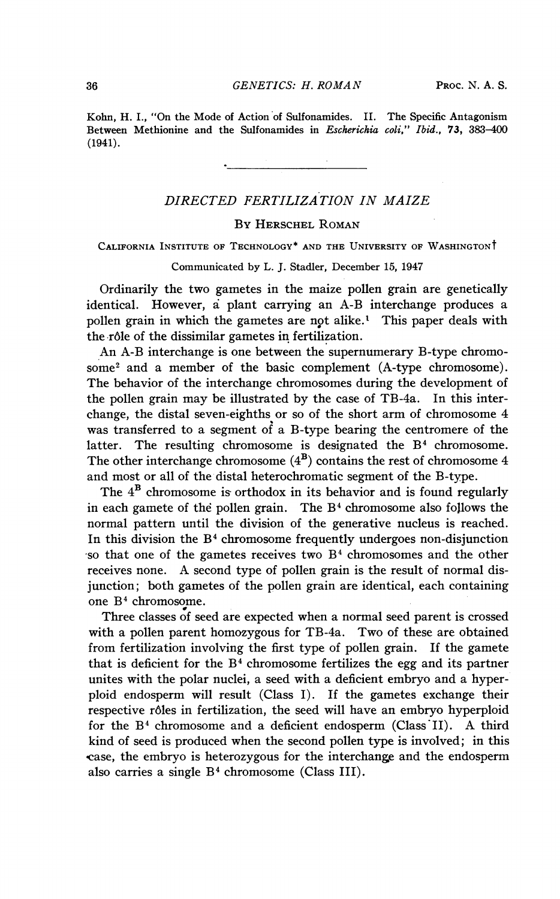Kohn, H. I., "On the Mode of Action of Sulfonamides. II. The Specific Antagonism Between Methionine and the Sulfonamides in *Escherichia coli*," *Ibid.*, **73**, 383–400 (1941).

---

## DIRECTED FERTILIZATION IN MAIZE

By Herschel Roman

California Institute of Technology* and the University of Washington†

Communicated by L. J. Stadler, December 15, 1947

Ordinarily the two gametes in the maize pollen grain are genetically identical. However, a plant carrying an A-B interchange produces a pollen grain in which the gametes are not alike.[1] This paper deals with the rôle of the dissimilar gametes in fertilization.

An A-B interchange is one between the supernumerary B-type chromosome[2] and a member of the basic complement (A-type chromosome). The behavior of the interchange chromosomes during the development of the pollen grain may be illustrated by the case of TB-4a. In this interchange, the distal seven-eighths or so of the short arm of chromosome 4 was transferred to a segment of a B-type bearing the centromere of the latter. The resulting chromosome is designated the $B^4$ chromosome. The other interchange chromosome ($4^B$) contains the rest of chromosome 4 and most or all of the distal heterochromatic segment of the B-type.

The $4^B$ chromosome is orthodox in its behavior and is found regularly in each gamete of the pollen grain. The $B^4$ chromosome also follows the normal pattern until the division of the generative nucleus is reached. In this division the $B^4$ chromosome frequently undergoes non-disjunction so that one of the gametes receives two $B^4$ chromosomes and the other receives none. A second type of pollen grain is the result of normal disjunction; both gametes of the pollen grain are identical, each containing one $B^4$ chromosome.

Three classes of seed are expected when a normal seed parent is crossed with a pollen parent homozygous for TB-4a. Two of these are obtained from fertilization involving the first type of pollen grain. If the gamete that is deficient for the $B^4$ chromosome fertilizes the egg and its partner unites with the polar nuclei, a seed with a deficient embryo and a hyperploid endosperm will result (Class I). If the gametes exchange their respective rôles in fertilization, the seed will have an embryo hyperploid for the $B^4$ chromosome and a deficient endosperm (Class II). A third kind of seed is produced when the second pollen type is involved; in this case, the embryo is heterozygous for the interchange and the endosperm also carries a single $B^4$ chromosome (Class III).